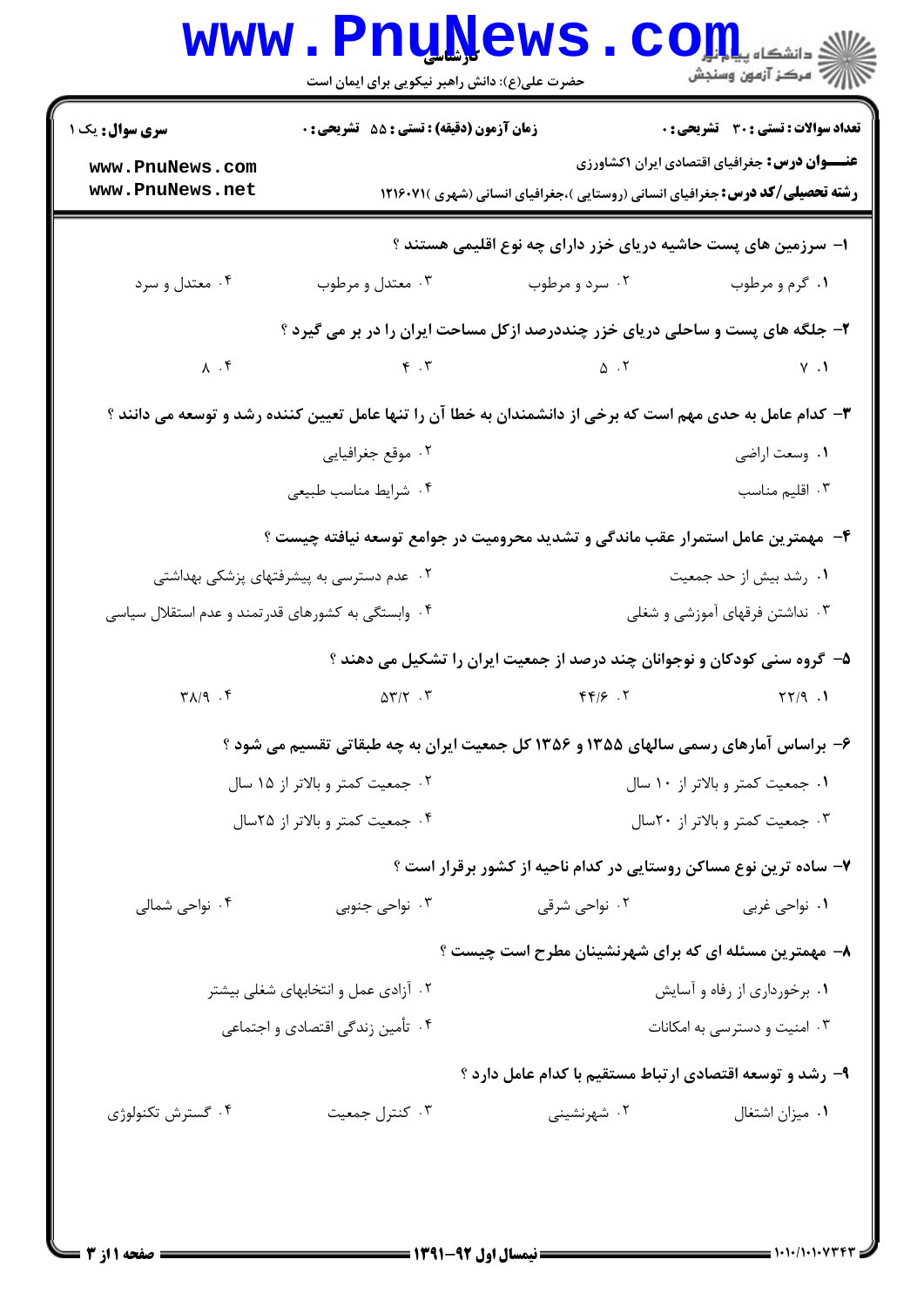**سری سوال:** یک ۱

**زمان آزمون (دقیقه) : تستی : ۵۵ تشریحی : ۰**

**تعداد سوالات : تستی : ۳۰ تشریحی : ۰**

**عنـــوان درس:** جغرافیای اقتصادی ایران ۱کشاورزی

**رشته تحصیلی/کد درس:** جغرافیای انسانی (روستایی )،جغرافیای انسانی (شهری )۱۲۱۶۰۷۱

www.PnuNews.com
www.PnuNews.net

۱- سرزمین های پست حاشیه دریای خزر دارای چه نوع اقلیمی هستند ؟

۱. گرم و مرطوب
۲. سرد و مرطوب
۳. معتدل و مرطوب
۴. معتدل و سرد

۲- جلگه های پست و ساحلی دریای خزر چنددرصد ازکل مساحت ایران را در بر می گیرد ؟

۱. ۷
۲. ۵
۳. ۴
۴. ۸

۳- کدام عامل به حدی مهم است که برخی از دانشمندان به خطا آن را تنها عامل تعیین کننده رشد و توسعه می دانند ؟

۱. وسعت اراضی
۲. موقع جغرافیایی
۳. اقلیم مناسب
۴. شرایط مناسب طبیعی

۴- مهمترین عامل استمرار عقب ماندگی و تشدید محرومیت در جوامع توسعه نیافته چیست ؟

۱. رشد بیش از حد جمعیت
۲. عدم دسترسی به پیشرفتهای پزشکی بهداشتی
۳. نداشتن فرقهای آموزشی و شغلی
۴. وابستگی به کشورهای قدرتمند و عدم استقلال سیاسی

۵- گروه سنی کودکان و نوجوانان چند درصد از جمعیت ایران را تشکیل می دهند ؟

۱. ۲۲/۹
۲. ۴۴/۶
۳. ۵۳/۲
۴. ۳۸/۹

۶- براساس آمارهای رسمی سالهای ۱۳۵۵ و ۱۳۵۶ کل جمعیت ایران به چه طبقاتی تقسیم می شود ؟

۱. جمعیت کمتر و بالاتر از ۱۰ سال
۲. جمعیت کمتر و بالاتر از ۱۵ سال
۳. جمعیت کمتر و بالاتر از ۲۰سال
۴. جمعیت کمتر و بالاتر از ۲۵سال

۷- ساده ترین نوع مساکن روستایی در کدام ناحیه از کشور برقرار است ؟

۱. نواحی غربی
۲. نواحی شرقی
۳. نواحی جنوبی
۴. نواحی شمالی

۸- مهمترین مسئله ای که برای شهرنشینان مطرح است چیست ؟

۱. برخورداری از رفاه و آسایش
۲. آزادی عمل و انتخابهای شغلی بیشتر
۳. امنیت و دسترسی به امکانات
۴. تأمین زندگی اقتصادی و اجتماعی

۹- رشد و توسعه اقتصادی ارتباط مستقیم با کدام عامل دارد ؟

۱. میزان اشتغال
۲. شهرنشینی
۳. کنترل جمعیت
۴. گسترش تکنولوژی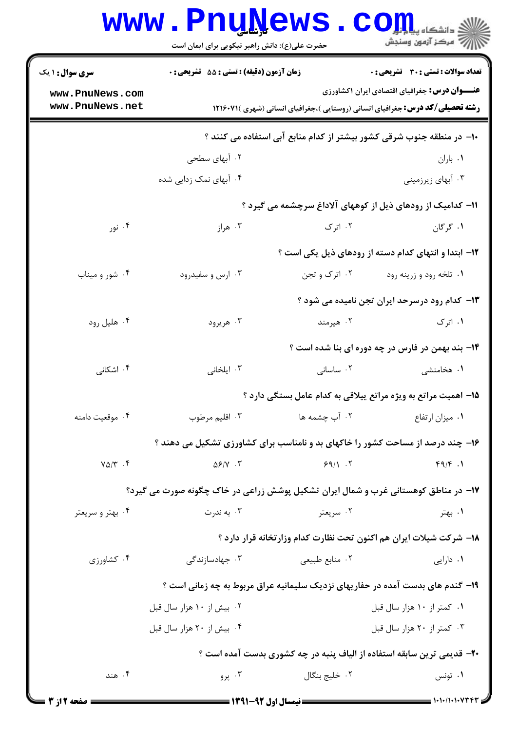۱۰- در منطقه جنوب شرقی کشور بیشتر از کدام منابع آبی استفاده می کنند ؟

۱. باران
۲. آبهای سطحی
۳. آبهای زیرزمینی
۴. آبهای نمک زدایی شده

۱۱- کدامیک از رودهای ذیل از کوههای آلاداغ سرچشمه می گیرد ؟

۱. گرگان
۲. اترک
۳. هراز
۴. نور

۱۲- ابتدا و انتهای کدام دسته از رودهای ذیل یکی است ؟

۱. تلخه رود و زرینه رود
۲. اترک و تجن
۳. ارس و سفیدرود
۴. شور و میناب

۱۳- کدام رود درسرحد ایران تجن نامیده می شود ؟

۱. اترک
۲. هیرمند
۳. هریرود
۴. هلیل رود

۱۴- بند بهمن در فارس در چه دوره ای بنا شده است ؟

۱. هخامنشی
۲. ساسانی
۳. ایلخانی
۴. اشکانی

۱۵- اهمیت مراتع به ویژه مراتع ییلاقی به کدام عامل بستگی دارد ؟

۱. میزان ارتفاع
۲. آب چشمه ها
۳. اقلیم مرطوب
۴. موقعیت دامنه

۱۶- چند درصد از مساحت کشور را خاکهای بد و نامناسب برای کشاورزی تشکیل می دهند ؟

۱. ۴۹/۴
۲. ۶۹/۱
۳. ۵۶/۷
۴. ۷۵/۳

۱۷- در مناطق کوهستانی غرب و شمال ایران تشکیل پوشش زراعی در خاک چگونه صورت می گیرد؟

۱. بهتر
۲. سریعتر
۳. به ندرت
۴. بهتر و سریعتر

۱۸- شرکت شیلات ایران هم اکنون تحت نظارت کدام وزارتخانه قرار دارد ؟

۱. دارایی
۲. منابع طبیعی
۳. جهادسازندگی
۴. کشاورزی

۱۹- گندم های بدست آمده در حفاریهای نزدیک سلیمانیه عراق مربوط به چه زمانی است ؟

۱. کمتر از ۱۰ هزار سال قبل
۲. بیش از ۱۰ هزار سال قبل
۳. کمتر از ۲۰ هزار سال قبل
۴. بیش از ۲۰ هزار سال قبل

۲۰- قدیمی ترین سابقه استفاده از الیاف پنبه در چه کشوری بدست آمده است ؟

۱. تونس
۲. خلیج بنگال
۳. پرو
۴. هند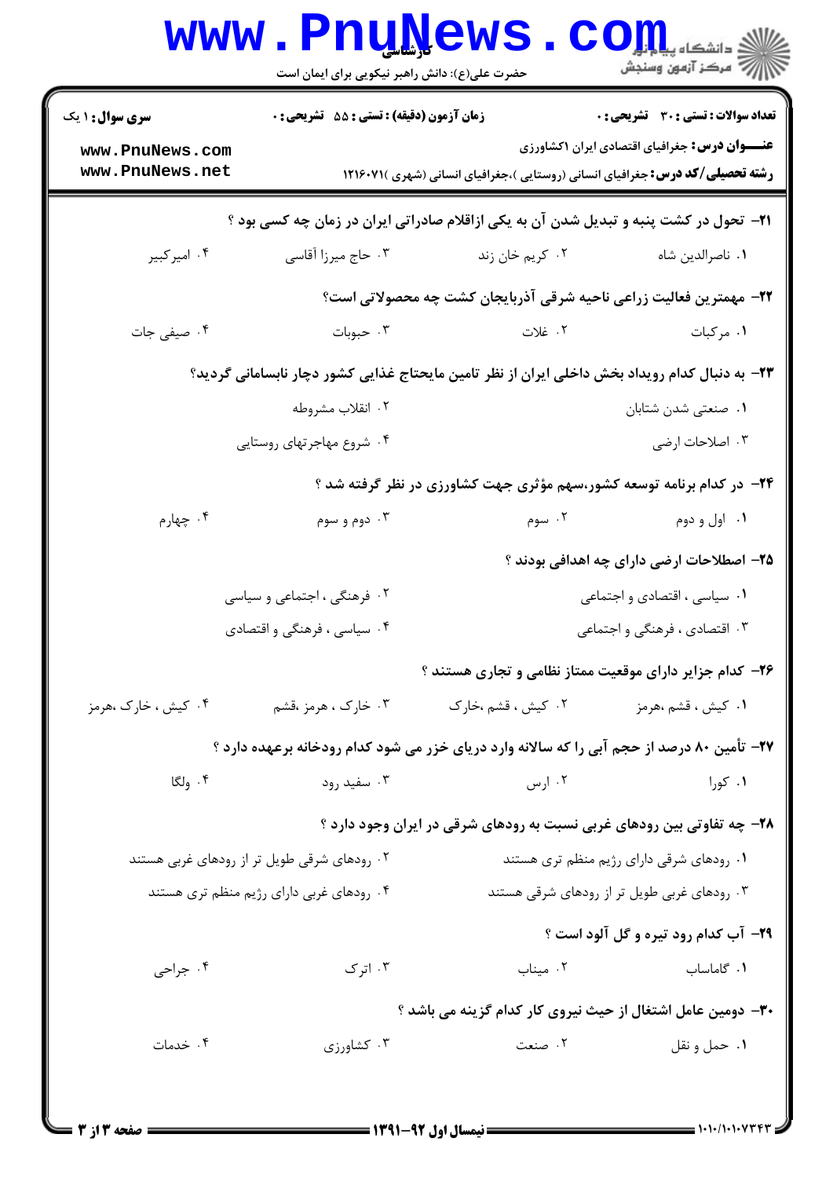**سری سوال:** ۱ یک

**زمان آزمون (دقیقه) : تستی :** ۵۵ **تشریحی :** ۰

**تعداد سوالات : تستی :** ۳۰ **تشریحی :** ۰

**عنـــوان درس:** جغرافیای اقتصادی ایران ۱کشاورزی

**رشته تحصیلی/کد درس:** جغرافیای انسانی (روستایی )،جغرافیای انسانی (شهری )۱۲۱۶۰۷۱

۲۱- تحول در کشت پنبه و تبدیل شدن آن به یکی ازاقلام صادراتی ایران در زمان چه کسی بود ؟

۱. ناصرالدین شاه
۲. کریم خان زند
۳. حاج میرزا آقاسی
۴. امیرکبیر

۲۲- مهمترین فعالیت زراعی ناحیه شرقی آذربایجان کشت چه محصولاتی است؟

۱. مرکبات
۲. غلات
۳. حبوبات
۴. صیفی جات

۲۳- به دنبال کدام رویداد بخش داخلی ایران از نظر تامین مایحتاج غذایی کشور دچار نابسامانی گردید؟

۱. صنعتی شدن شتابان
۲. انقلاب مشروطه
۳. اصلاحات ارضی
۴. شروع مهاجرتهای روستایی

۲۴- در کدام برنامه توسعه کشور،سهم مؤثری جهت کشاورزی در نظر گرفته شد ؟

۱. اول و دوم
۲. سوم
۳. دوم و سوم
۴. چهارم

۲۵- اصطلاحات ارضی دارای چه اهدافی بودند ؟

۱. سیاسی ، اقتصادی و اجتماعی
۲. فرهنگی ، اجتماعی و سیاسی
۳. اقتصادی ، فرهنگی و اجتماعی
۴. سیاسی ، فرهنگی و اقتصادی

۲۶- کدام جزایر دارای موقعیت ممتاز نظامی و تجاری هستند ؟

۱. کیش ، قشم ،هرمز
۲. کیش ، قشم ،خارک
۳. خارک ، هرمز ،قشم
۴. کیش ، خارک ،هرمز

۲۷- تأمین ۸۰ درصد از حجم آبی را که سالانه وارد دریای خزر می شود کدام رودخانه برعهده دارد ؟

۱. کورا
۲. ارس
۳. سفید رود
۴. ولگا

۲۸- چه تفاوتی بین رودهای غربی نسبت به رودهای شرقی در ایران وجود دارد ؟

۱. رودهای شرقی دارای رژیم منظم تری هستند
۲. رودهای شرقی طویل تر از رودهای غربی هستند
۳. رودهای غربی طویل تر از رودهای شرقی هستند
۴. رودهای غربی دارای رژیم منظم تری هستند

۲۹- آب کدام رود تیره و گل آلود است ؟

۱. گاماساب
۲. میناب
۳. اترک
۴. جراحی

۳۰- دومین عامل اشتغال از حیث نیروی کار کدام گزینه می باشد ؟

۱. حمل و نقل
۲. صنعت
۳. کشاورزی
۴. خدمات